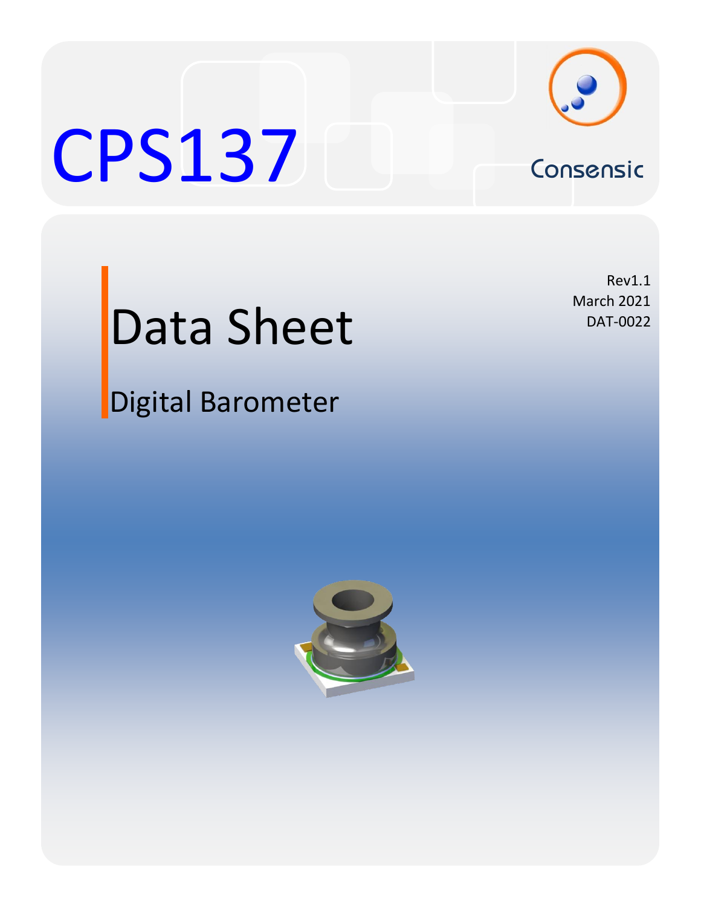# CPS137

Consensic

Rev1.1
March 2021
DAT-0022

## Data Sheet

### Digital Barometer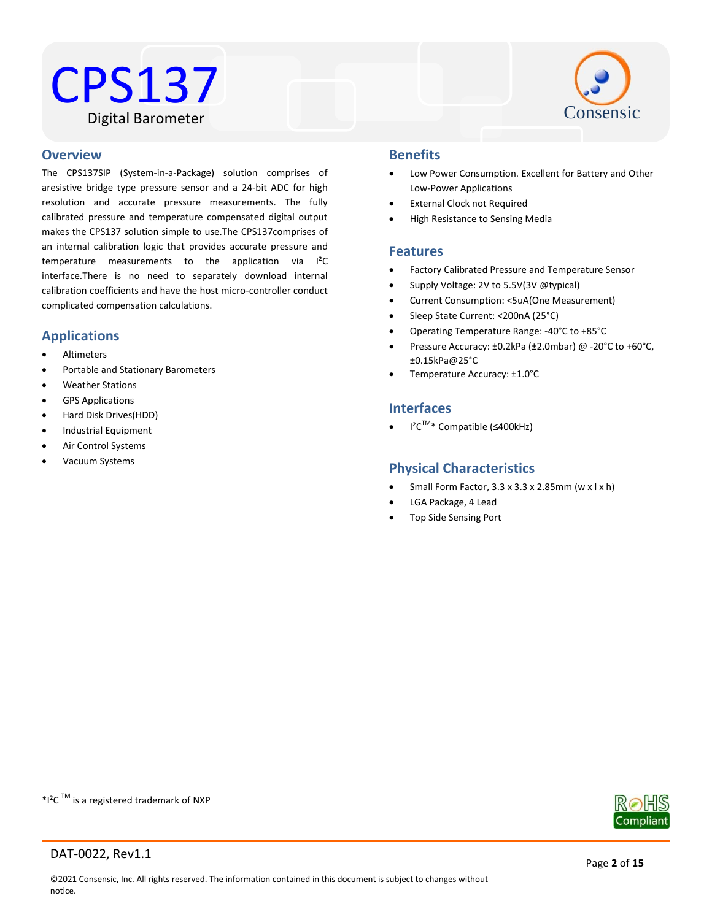# CPS137

Digital Barometer

## Overview

The CPS137SIP (System-in-a-Package) solution comprises of aresistive bridge type pressure sensor and a 24-bit ADC for high resolution and accurate pressure measurements. The fully calibrated pressure and temperature compensated digital output makes the CPS137 solution simple to use.The CPS137comprises of an internal calibration logic that provides accurate pressure and temperature measurements to the application via I²C interface.There is no need to separately download internal calibration coefficients and have the host micro-controller conduct complicated compensation calculations.

## Applications

- Altimeters
- Portable and Stationary Barometers
- Weather Stations
- GPS Applications
- Hard Disk Drives(HDD)
- Industrial Equipment
- Air Control Systems
- Vacuum Systems

## Benefits

- Low Power Consumption. Excellent for Battery and Other Low-Power Applications
- External Clock not Required
- High Resistance to Sensing Media

## Features

- Factory Calibrated Pressure and Temperature Sensor
- Supply Voltage: 2V to 5.5V(3V @typical)
- Current Consumption: <5uA(One Measurement)
- Sleep State Current: <200nA (25°C)
- Operating Temperature Range: -40°C to +85°C
- Pressure Accuracy: ±0.2kPa (±2.0mbar) @ -20°C to +60°C, ±0.15kPa@25°C
- Temperature Accuracy: ±1.0°C

## Interfaces

- I²C™* Compatible (≤400kHz)

## Physical Characteristics

- Small Form Factor, 3.3 x 3.3 x 2.85mm (w x l x h)
- LGA Package, 4 Lead
- Top Side Sensing Port

*I²C ™ is a registered trademark of NXP

DAT-0022, Rev1.1

©2021 Consensic, Inc. All rights reserved. The information contained in this document is subject to changes without notice.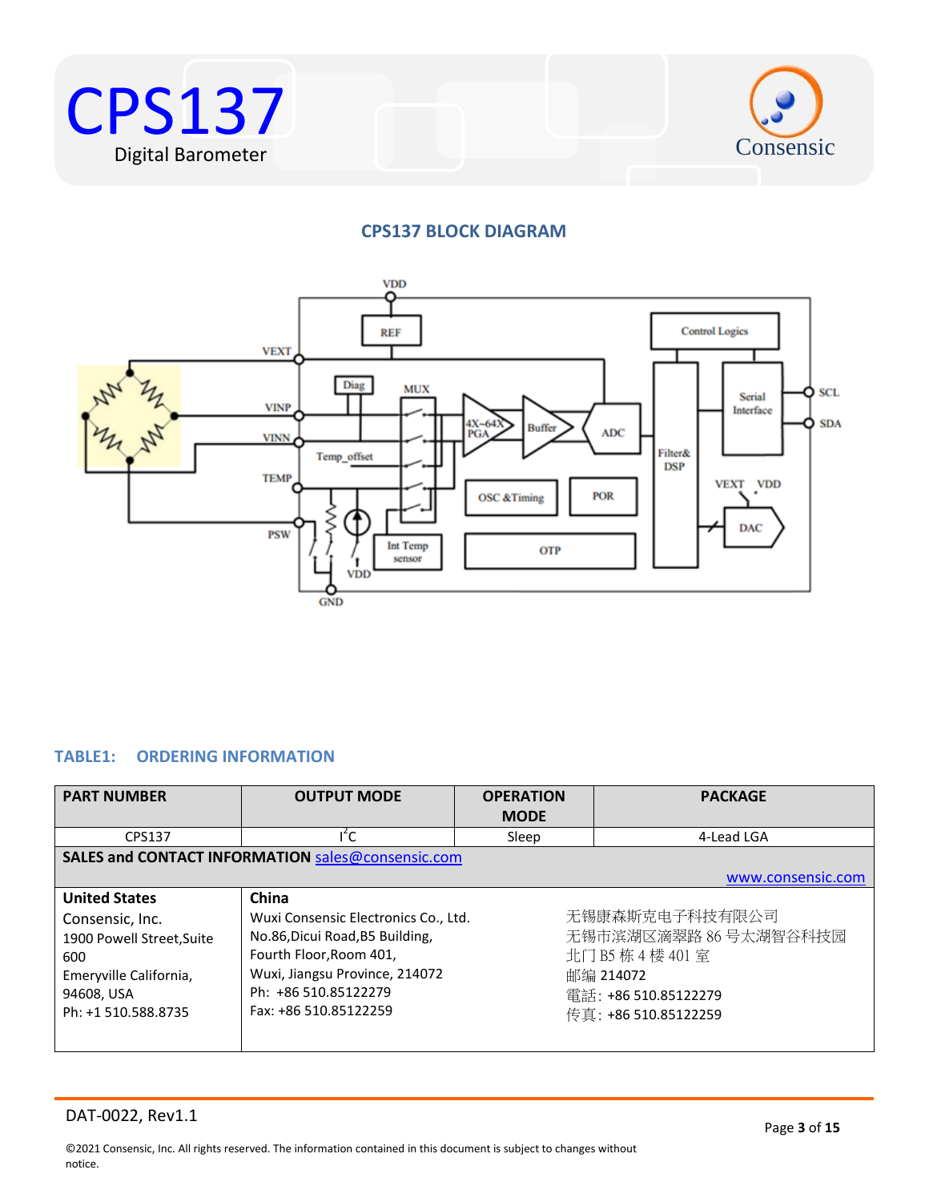## CPS137 BLOCK DIAGRAM

## TABLE1: ORDERING INFORMATION

| PART NUMBER | OUTPUT MODE | OPERATION MODE | PACKAGE |
|---|---|---|---|
| CPS137 | $I^2C$ | Sleep | 4-Lead LGA |

**SALES and CONTACT INFORMATION** sales@consensic.com

www.consensic.com

| United States | China | |
|---|---|---|
| Consensic, Inc.<br>1900 Powell Street,Suite 600<br>Emeryville California, 94608, USA<br>Ph: +1 510.588.8735 | Wuxi Consensic Electronics Co., Ltd.<br>No.86,Dicui Road,B5 Building,<br>Fourth Floor,Room 401,<br>Wuxi, Jiangsu Province, 214072<br>Ph: +86 510.85122279<br>Fax: +86 510.85122259 | 无锡康森斯克电子科技有限公司<br>无锡市滨湖区滴翠路 86 号太湖智谷科技园<br>北门 B5 栋 4 楼 401 室<br>邮编 214072<br>電話: +86 510.85122279<br>传真: +86 510.85122259 |

DAT-0022, Rev1.1

©2021 Consensic, Inc. All rights reserved. The information contained in this document is subject to changes without notice.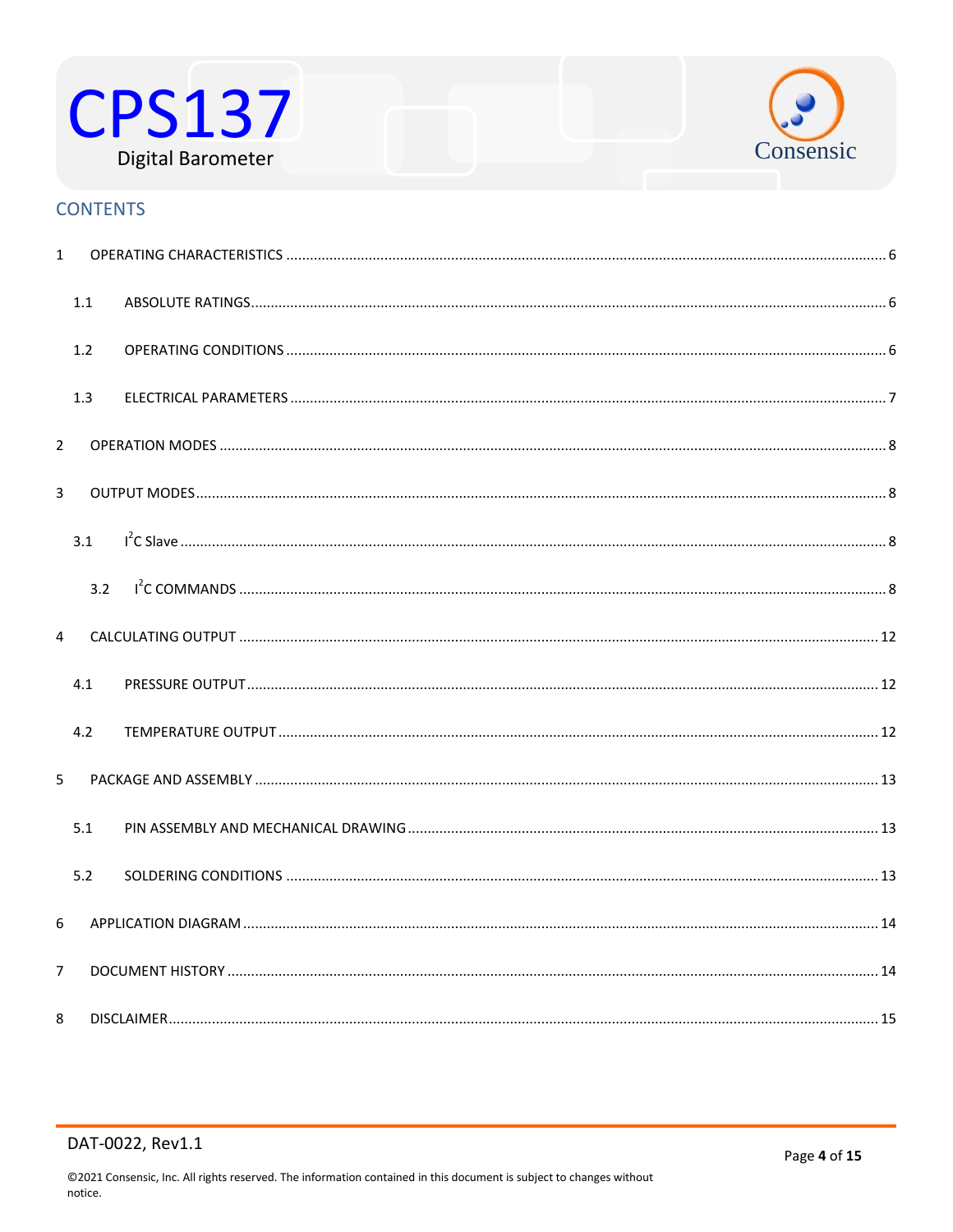## CONTENTS

1 OPERATING CHARACTERISTICS ........ 6

  1.1 ABSOLUTE RATINGS ........ 6

  1.2 OPERATING CONDITIONS ........ 6

  1.3 ELECTRICAL PARAMETERS ........ 7

2 OPERATION MODES ........ 8

3 OUTPUT MODES ........ 8

  3.1 $I^2C$ Slave ........ 8

    3.2 $I^2C$ COMMANDS ........ 8

4 CALCULATING OUTPUT ........ 12

  4.1 PRESSURE OUTPUT ........ 12

  4.2 TEMPERATURE OUTPUT ........ 12

5 PACKAGE AND ASSEMBLY ........ 13

  5.1 PIN ASSEMBLY AND MECHANICAL DRAWING ........ 13

  5.2 SOLDERING CONDITIONS ........ 13

6 APPLICATION DIAGRAM ........ 14

7 DOCUMENT HISTORY ........ 14

8 DISCLAIMER ........ 15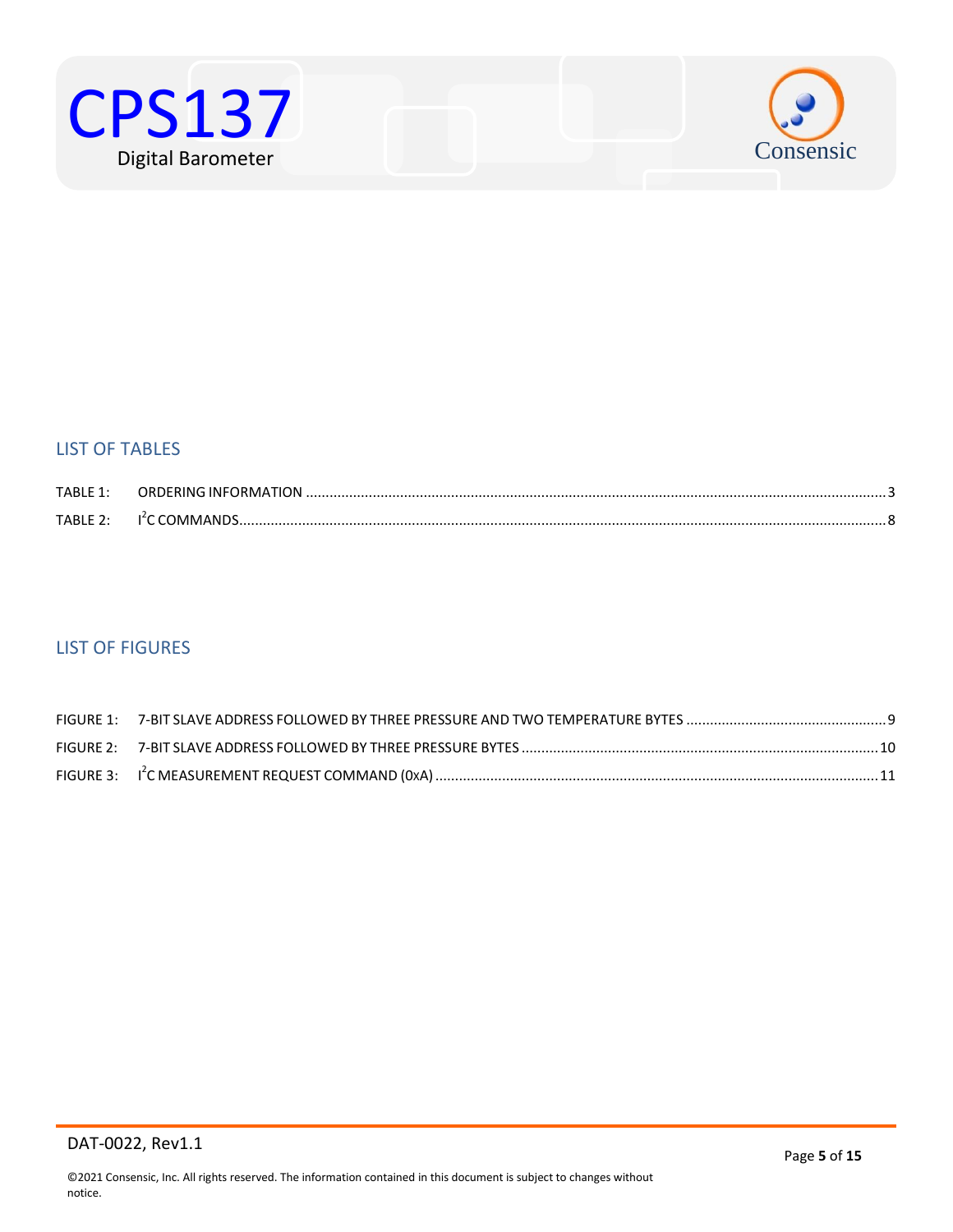## LIST OF TABLES

TABLE 1: ORDERING INFORMATION ........................................................................................................................................... 3

TABLE 2: I²C COMMANDS......................................................................................................................................................... 8

## LIST OF FIGURES

FIGURE 1: 7-BIT SLAVE ADDRESS FOLLOWED BY THREE PRESSURE AND TWO TEMPERATURE BYTES ................................................... 9

FIGURE 2: 7-BIT SLAVE ADDRESS FOLLOWED BY THREE PRESSURE BYTES ........................................................................................ 10

FIGURE 3: I²C MEASUREMENT REQUEST COMMAND (0XA) ............................................................................................................. 11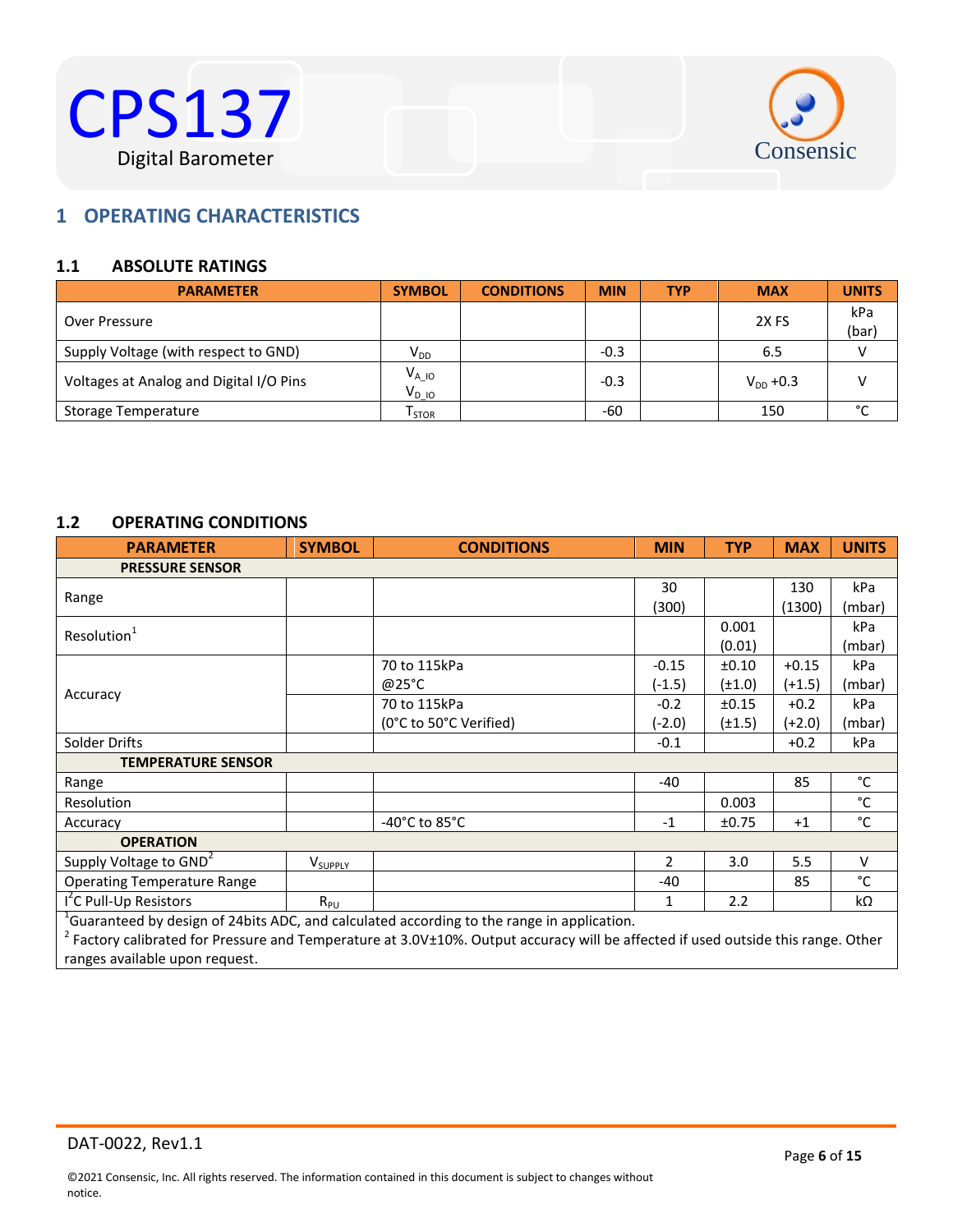# 1 OPERATING CHARACTERISTICS

## 1.1 ABSOLUTE RATINGS

| PARAMETER | SYMBOL | CONDITIONS | MIN | TYP | MAX | UNITS |
|---|---|---|---|---|---|---|
| Over Pressure | | | | | 2X FS | kPa (bar) |
| Supply Voltage (with respect to GND) | $V_{DD}$ | | -0.3 | | 6.5 | V |
| Voltages at Analog and Digital I/O Pins | $V_{A\_IO}$ $V_{D\_IO}$ | | -0.3 | | $V_{DD}$ +0.3 | V |
| Storage Temperature | $T_{STOR}$ | | -60 | | 150 | °C |

## 1.2 OPERATING CONDITIONS

| PARAMETER | SYMBOL | CONDITIONS | MIN | TYP | MAX | UNITS |
|---|---|---|---|---|---|---|
| **PRESSURE SENSOR** | | | | | | |
| Range | | | 30 (300) | | 130 (1300) | kPa (mbar) |
| Resolution[1] | | | | 0.001 (0.01) | | kPa (mbar) |
| Accuracy | | 70 to 115kPa @25°C | -0.15 (-1.5) | ±0.10 (±1.0) | +0.15 (+1.5) | kPa (mbar) |
| | | 70 to 115kPa (0°C to 50°C Verified) | -0.2 (-2.0) | ±0.15 (±1.5) | +0.2 (+2.0) | kPa (mbar) |
| Solder Drifts | | | -0.1 | | +0.2 | kPa |
| **TEMPERATURE SENSOR** | | | | | | |
| Range | | | -40 | | 85 | °C |
| Resolution | | | | 0.003 | | °C |
| Accuracy | | -40°C to 85°C | -1 | ±0.75 | +1 | °C |
| **OPERATION** | | | | | | |
| Supply Voltage to GND[2] | $V_{SUPPLY}$ | | 2 | 3.0 | 5.5 | V |
| Operating Temperature Range | | | -40 | | 85 | °C |
| $I^2C$ Pull-Up Resistors | $R_{PU}$ | | 1 | 2.2 | | kΩ |

[1]Guaranteed by design of 24bits ADC, and calculated according to the range in application.

[2] Factory calibrated for Pressure and Temperature at 3.0V±10%. Output accuracy will be affected if used outside this range. Other ranges available upon request.

DAT-0022, Rev1.1

©2021 Consensic, Inc. All rights reserved. The information contained in this document is subject to changes without notice.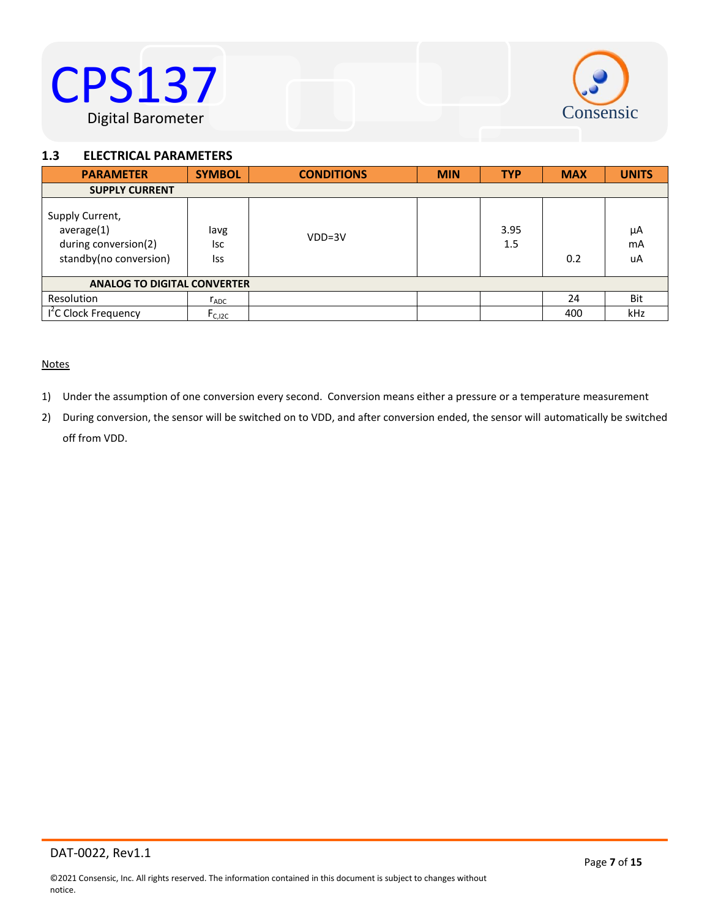### 1.3 ELECTRICAL PARAMETERS

| PARAMETER | SYMBOL | CONDITIONS | MIN | TYP | MAX | UNITS |
|---|---|---|---|---|---|---|
| **SUPPLY CURRENT** | | | | | | |
| Supply Current,<br>average(1)<br>during conversion(2)<br>standby(no conversion) | Iavg<br>Isc<br>Iss | VDD=3V | | 3.95<br>1.5 | <br><br>0.2 | μA<br>mA<br>uA |
| **ANALOG TO DIGITAL CONVERTER** | | | | | | |
| Resolution | $r_{ADC}$ | | | | 24 | Bit |
| $I^2C$ Clock Frequency | $F_{C,I2C}$ | | | | 400 | kHz |

Notes

1) Under the assumption of one conversion every second. Conversion means either a pressure or a temperature measurement
2) During conversion, the sensor will be switched on to VDD, and after conversion ended, the sensor will automatically be switched off from VDD.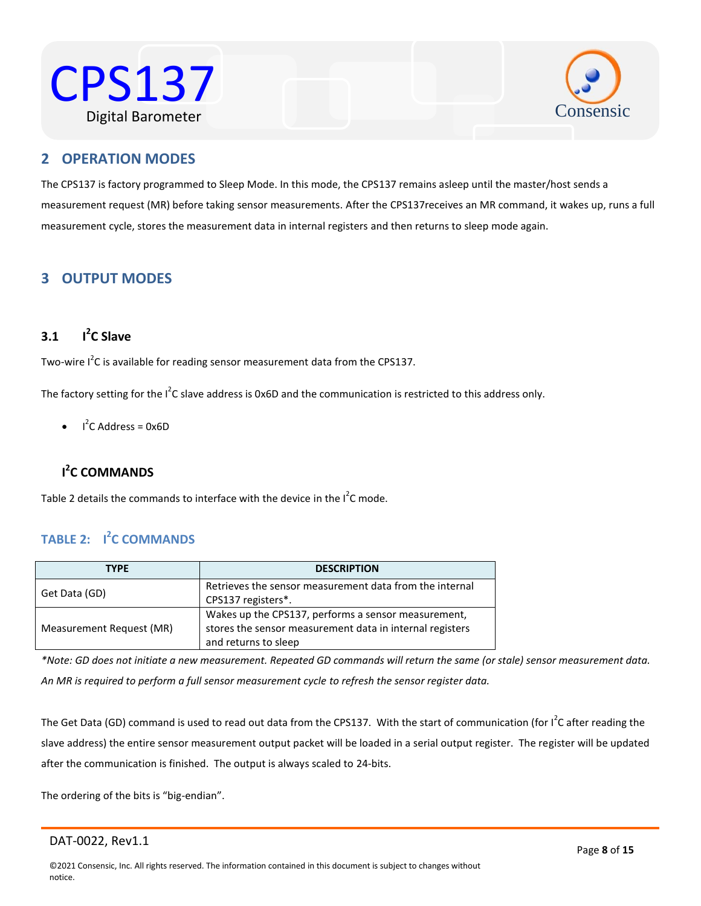## 2 OPERATION MODES

The CPS137 is factory programmed to Sleep Mode. In this mode, the CPS137 remains asleep until the master/host sends a measurement request (MR) before taking sensor measurements. After the CPS137receives an MR command, it wakes up, runs a full measurement cycle, stores the measurement data in internal registers and then returns to sleep mode again.

## 3 OUTPUT MODES

### 3.1 I²C Slave

Two-wire I²C is available for reading sensor measurement data from the CPS137.

The factory setting for the I²C slave address is 0x6D and the communication is restricted to this address only.

- I²C Address = 0x6D

### I²C COMMANDS

Table 2 details the commands to interface with the device in the I²C mode.

#### TABLE 2: I²C COMMANDS

| TYPE | DESCRIPTION |
|---|---|
| Get Data (GD) | Retrieves the sensor measurement data from the internal CPS137 registers*. |
| Measurement Request (MR) | Wakes up the CPS137, performs a sensor measurement, stores the sensor measurement data in internal registers and returns to sleep |

*\*Note: GD does not initiate a new measurement. Repeated GD commands will return the same (or stale) sensor measurement data. An MR is required to perform a full sensor measurement cycle to refresh the sensor register data.*

The Get Data (GD) command is used to read out data from the CPS137. With the start of communication (for I²C after reading the slave address) the entire sensor measurement output packet will be loaded in a serial output register. The register will be updated after the communication is finished. The output is always scaled to 24-bits.

The ordering of the bits is "big-endian".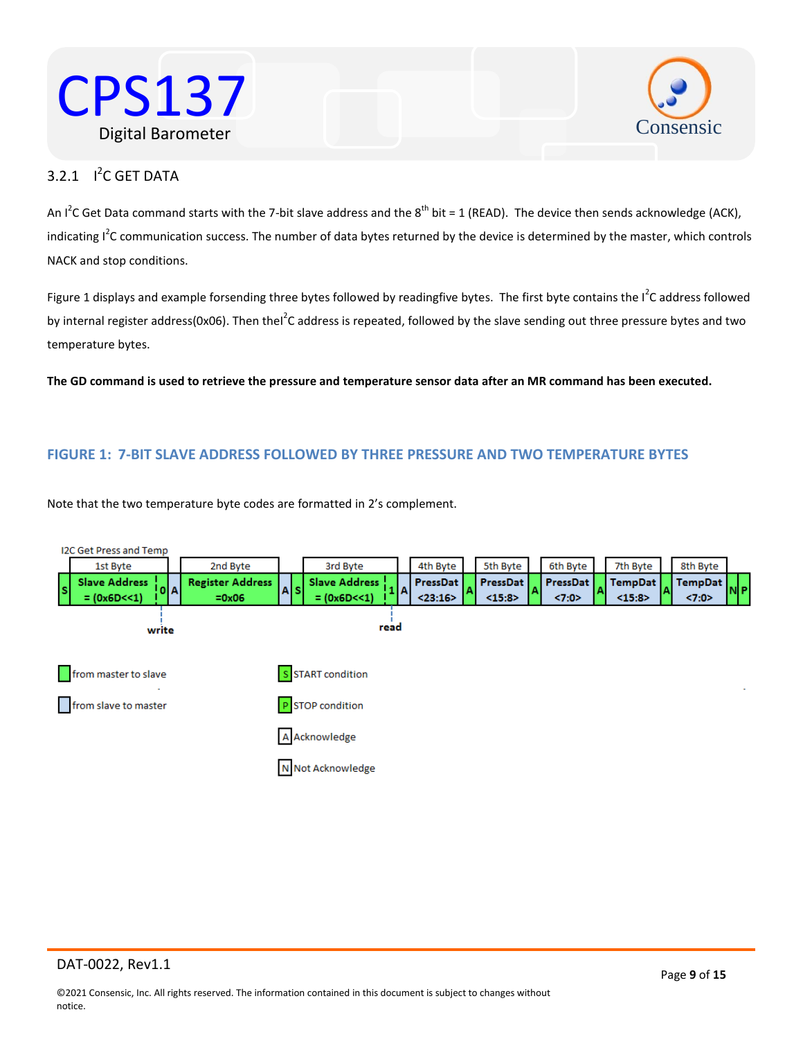### 3.2.1 I²C GET DATA

An I²C Get Data command starts with the 7-bit slave address and the 8th bit = 1 (READ). The device then sends acknowledge (ACK), indicating I²C communication success. The number of data bytes returned by the device is determined by the master, which controls NACK and stop conditions.

Figure 1 displays and example forsending three bytes followed by readingfive bytes. The first byte contains the I²C address followed by internal register address(0x06). Then theI²C address is repeated, followed by the slave sending out three pressure bytes and two temperature bytes.

**The GD command is used to retrieve the pressure and temperature sensor data after an MR command has been executed.**

#### FIGURE 1: 7-BIT SLAVE ADDRESS FOLLOWED BY THREE PRESSURE AND TWO TEMPERATURE BYTES

Note that the two temperature byte codes are formatted in 2's complement.

I2C Get Press and Temp

| | 1st Byte | | | 2nd Byte | | | 3rd Byte | | | 4th Byte | | 5th Byte | | 6th Byte | | 7th Byte | | 8th Byte | | |
|---|---|---|---|---|---|---|---|---|---|---|---|---|---|---|---|---|---|---|---|---|
| S | Slave Address = (0x6D<<1) | 0 | A | Register Address =0x06 | A | S | Slave Address = (0x6D<<1) | 1 | A | PressDat <23:16> | A | PressDat <15:8> | A | PressDat <7:0> | A | TempDat <15:8> | A | TempDat <7:0> | N | P |
| | | write | | | | | | read | | | | | | | | | | | | |

- from master to slave
- from slave to master
- S: START condition
- P: STOP condition
- A: Acknowledge
- N: Not Acknowledge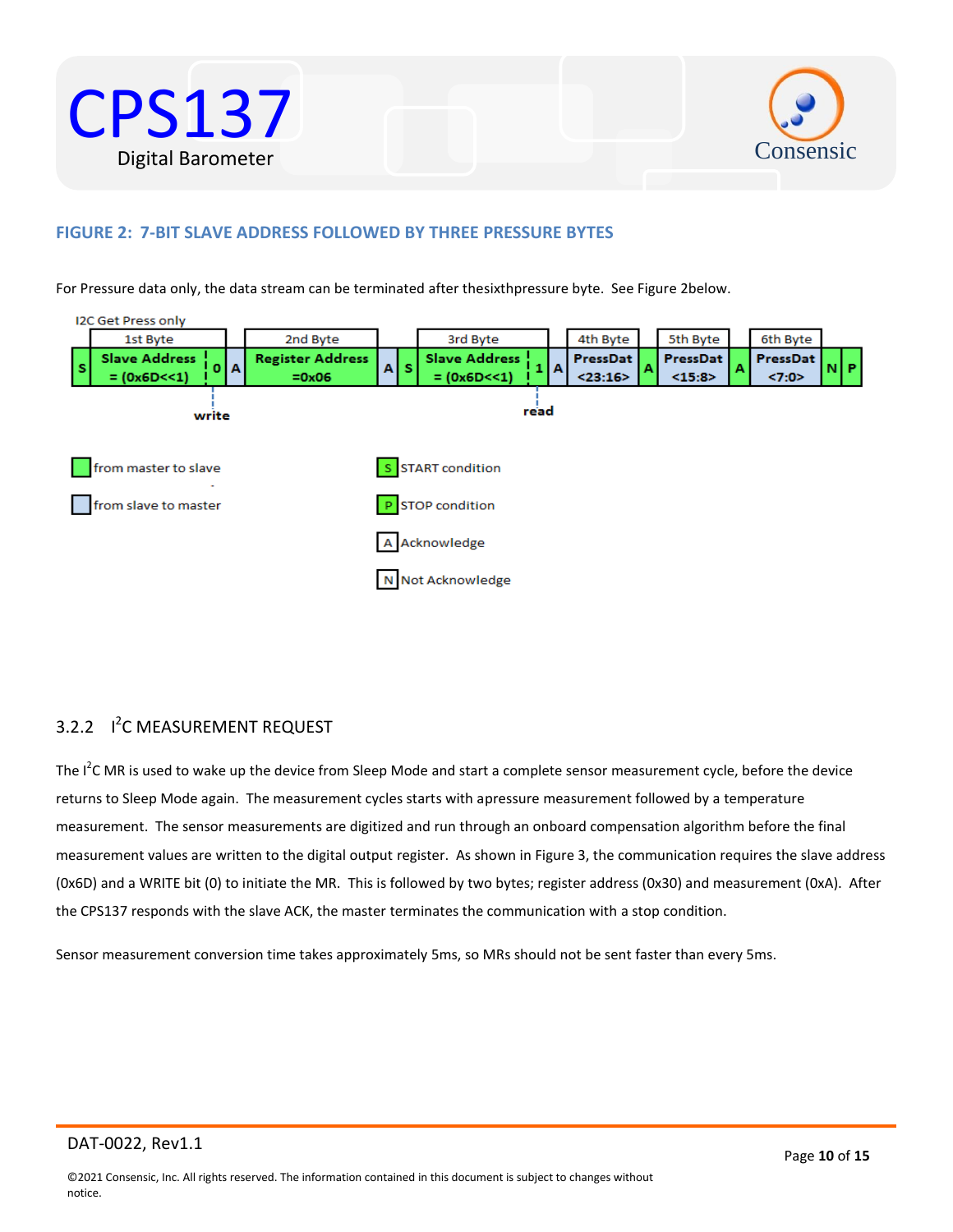**FIGURE 2: 7-BIT SLAVE ADDRESS FOLLOWED BY THREE PRESSURE BYTES**

For Pressure data only, the data stream can be terminated after thesixthpressure byte. See Figure 2below.

I2C Get Press only

| | 1st Byte | | | 2nd Byte | | | 3rd Byte | | | 4th Byte | | 5th Byte | | 6th Byte | | |
|---|---|---|---|---|---|---|---|---|---|---|---|---|---|---|---|---|
| S | Slave Address = (0x6D<<1) | 0 | A | Register Address =0x06 | A | S | Slave Address = (0x6D<<1) | 1 | A | PressDat <23:16> | A | PressDat <15:8> | A | PressDat <7:0> | N | P |

write / read

- from master to slave
- from slave to master
- S: START condition
- P: STOP condition
- A: Acknowledge
- N: Not Acknowledge

### 3.2.2 I$^2$C MEASUREMENT REQUEST

The I$^2$C MR is used to wake up the device from Sleep Mode and start a complete sensor measurement cycle, before the device returns to Sleep Mode again. The measurement cycles starts with apressure measurement followed by a temperature measurement. The sensor measurements are digitized and run through an onboard compensation algorithm before the final measurement values are written to the digital output register. As shown in Figure 3, the communication requires the slave address (0x6D) and a WRITE bit (0) to initiate the MR. This is followed by two bytes; register address (0x30) and measurement (0xA). After the CPS137 responds with the slave ACK, the master terminates the communication with a stop condition.

Sensor measurement conversion time takes approximately 5ms, so MRs should not be sent faster than every 5ms.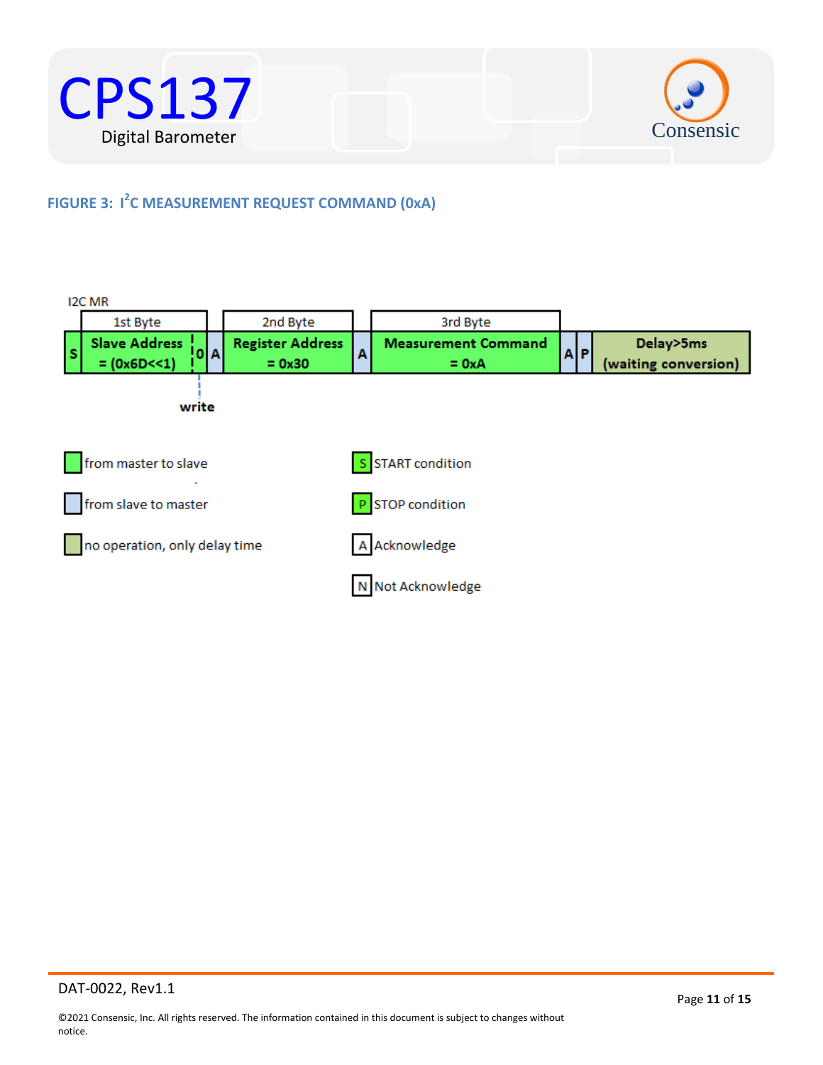**FIGURE 3: I²C MEASUREMENT REQUEST COMMAND (0xA)**

I2C MR

| | 1st Byte | | | 2nd Byte | | 3rd Byte | | | |
|---|---|---|---|---|---|---|---|---|---|
| S | Slave Address = (0x6D<<1) | 0 | A | Register Address = 0x30 | A | Measurement Command = 0xA | A | P | Delay>5ms (waiting conversion) |

write

from master to slave

from slave to master

no operation, only delay time

S START condition

P STOP condition

A Acknowledge

N Not Acknowledge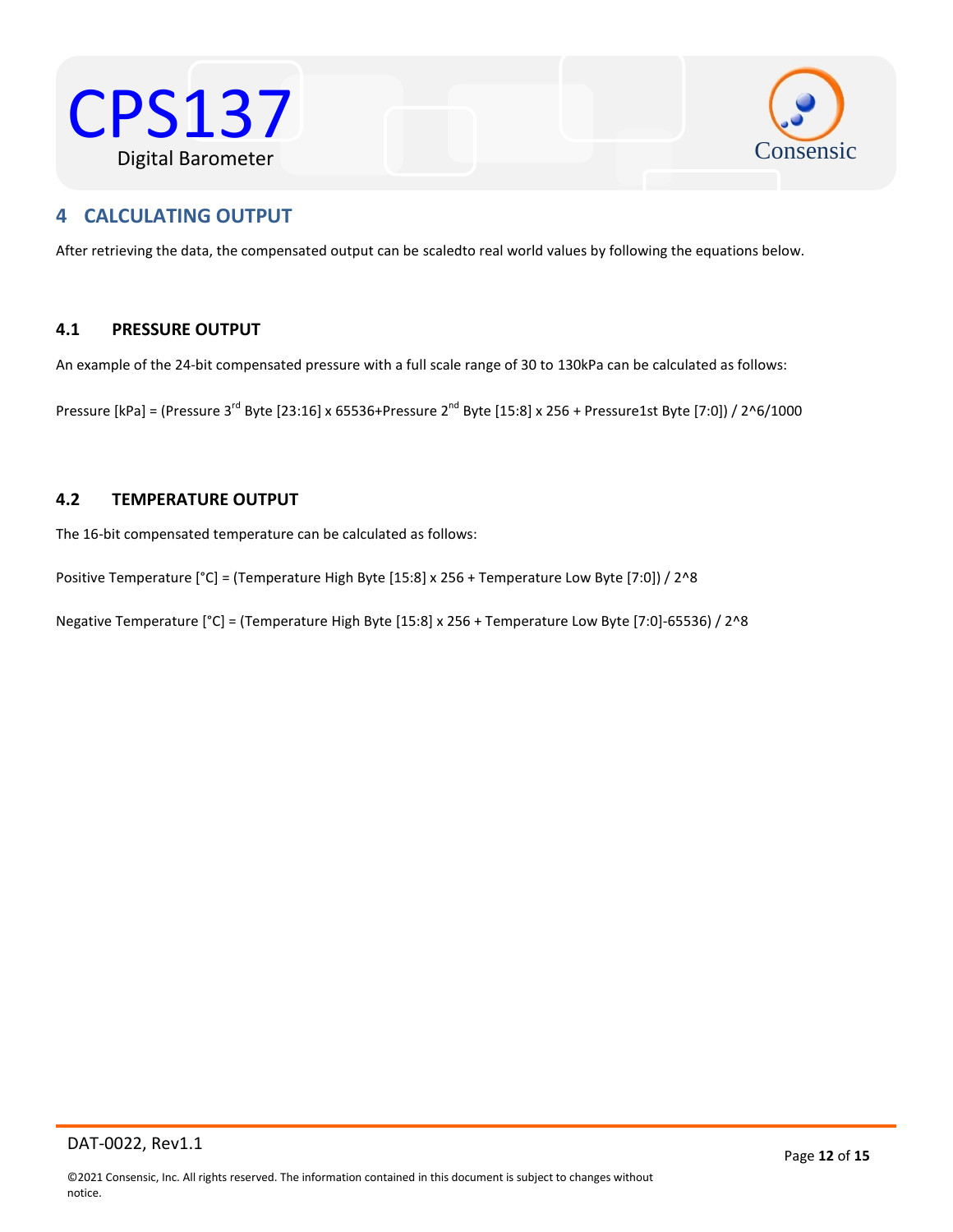## 4 CALCULATING OUTPUT

After retrieving the data, the compensated output can be scaledto real world values by following the equations below.

### 4.1 PRESSURE OUTPUT

An example of the 24-bit compensated pressure with a full scale range of 30 to 130kPa can be calculated as follows:

Pressure [kPa] = (Pressure $3^{rd}$ Byte [23:16] x 65536+Pressure $2^{nd}$ Byte [15:8] x 256 + Pressure1st Byte [7:0]) / 2^6/1000

### 4.2 TEMPERATURE OUTPUT

The 16-bit compensated temperature can be calculated as follows:

Positive Temperature [°C] = (Temperature High Byte [15:8] x 256 + Temperature Low Byte [7:0]) / 2^8

Negative Temperature [°C] = (Temperature High Byte [15:8] x 256 + Temperature Low Byte [7:0]-65536) / 2^8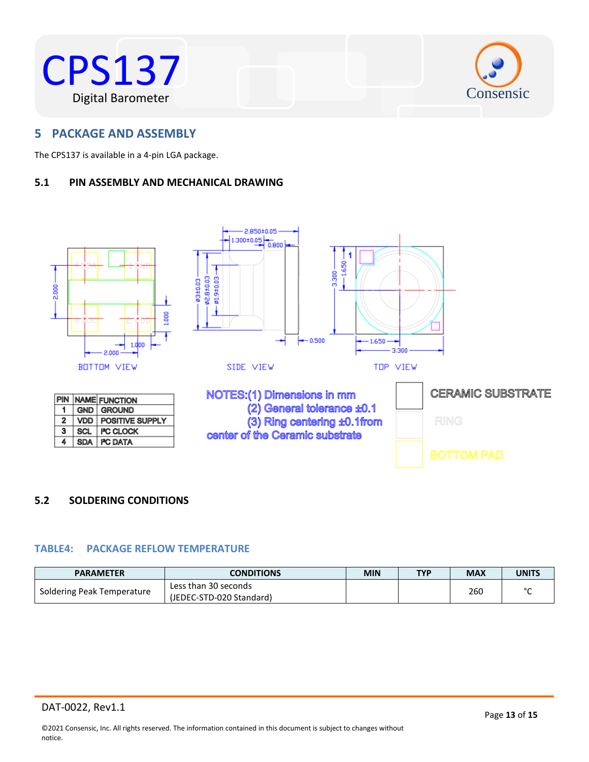## 5 PACKAGE AND ASSEMBLY

The CPS137 is available in a 4-pin LGA package.

### 5.1 PIN ASSEMBLY AND MECHANICAL DRAWING

BOTTOM VIEW SIDE VIEW TOP VIEW

| PIN | NAME | FUNCTION |
|---|---|---|
| 1 | GND | GROUND |
| 2 | VDD | POSITIVE SUPPLY |
| 3 | SCL | I²C CLOCK |
| 4 | SDA | I²C DATA |

NOTES:(1) Dimensions in mm
(2) General tolerance ±0.1
(3) Ring centering ±0.1from center of the Ceramic substrate

CERAMIC SUBSTRATE
RING
BOTTOM PAD

### 5.2 SOLDERING CONDITIONS

#### TABLE4: PACKAGE REFLOW TEMPERATURE

| PARAMETER | CONDITIONS | MIN | TYP | MAX | UNITS |
|---|---|---|---|---|---|
| Soldering Peak Temperature | Less than 30 seconds (JEDEC-STD-020 Standard) | | | 260 | °C |

DAT-0022, Rev1.1

©2021 Consensic, Inc. All rights reserved. The information contained in this document is subject to changes without notice.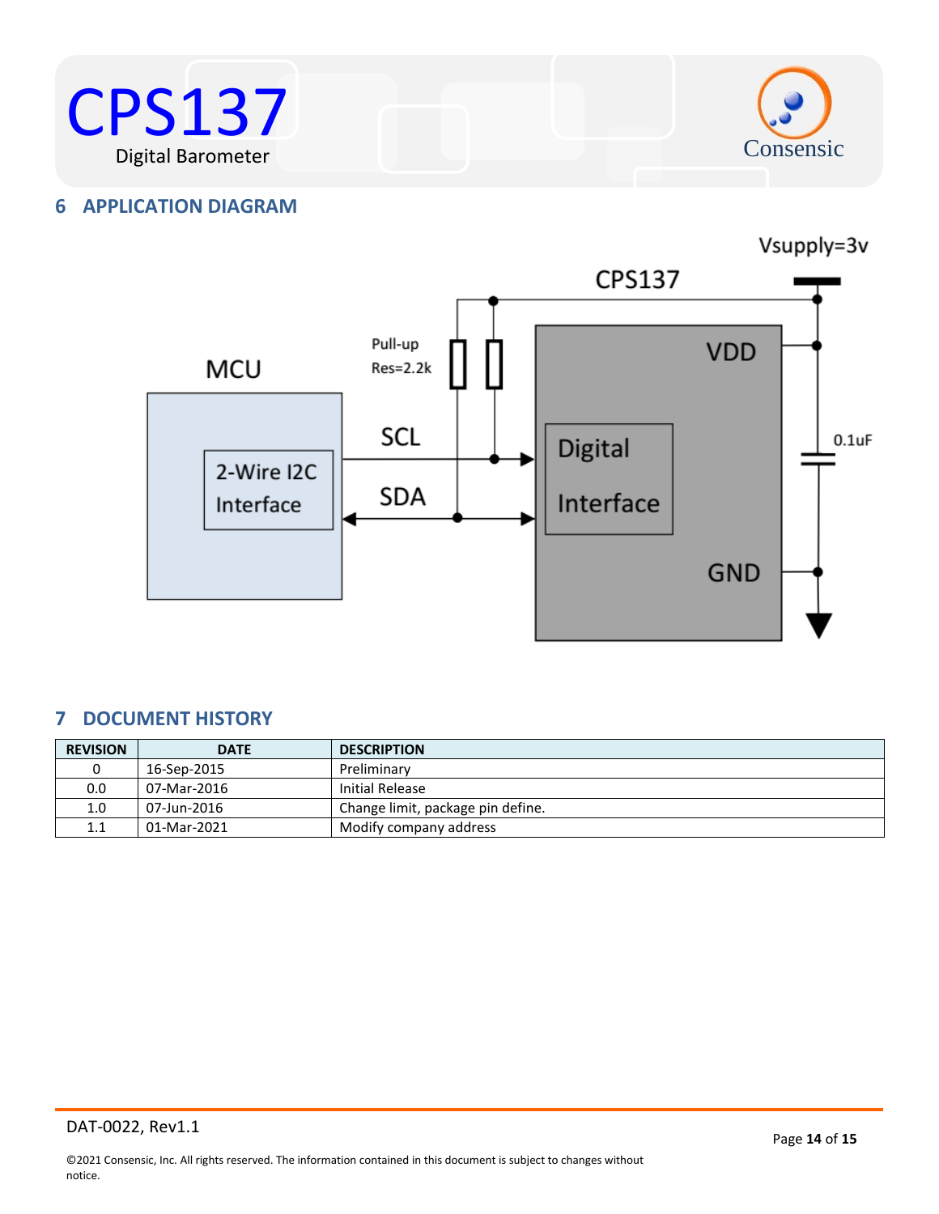## 6 APPLICATION DIAGRAM

Vsupply=3v

CPS137

MCU

Pull-up Res=2.2k

VDD

2-Wire I2C Interface

SCL

SDA

Digital Interface

0.1uF

GND

## 7 DOCUMENT HISTORY

| REVISION | DATE | DESCRIPTION |
|---|---|---|
| 0 | 16-Sep-2015 | Preliminary |
| 0.0 | 07-Mar-2016 | Initial Release |
| 1.0 | 07-Jun-2016 | Change limit, package pin define. |
| 1.1 | 01-Mar-2021 | Modify company address |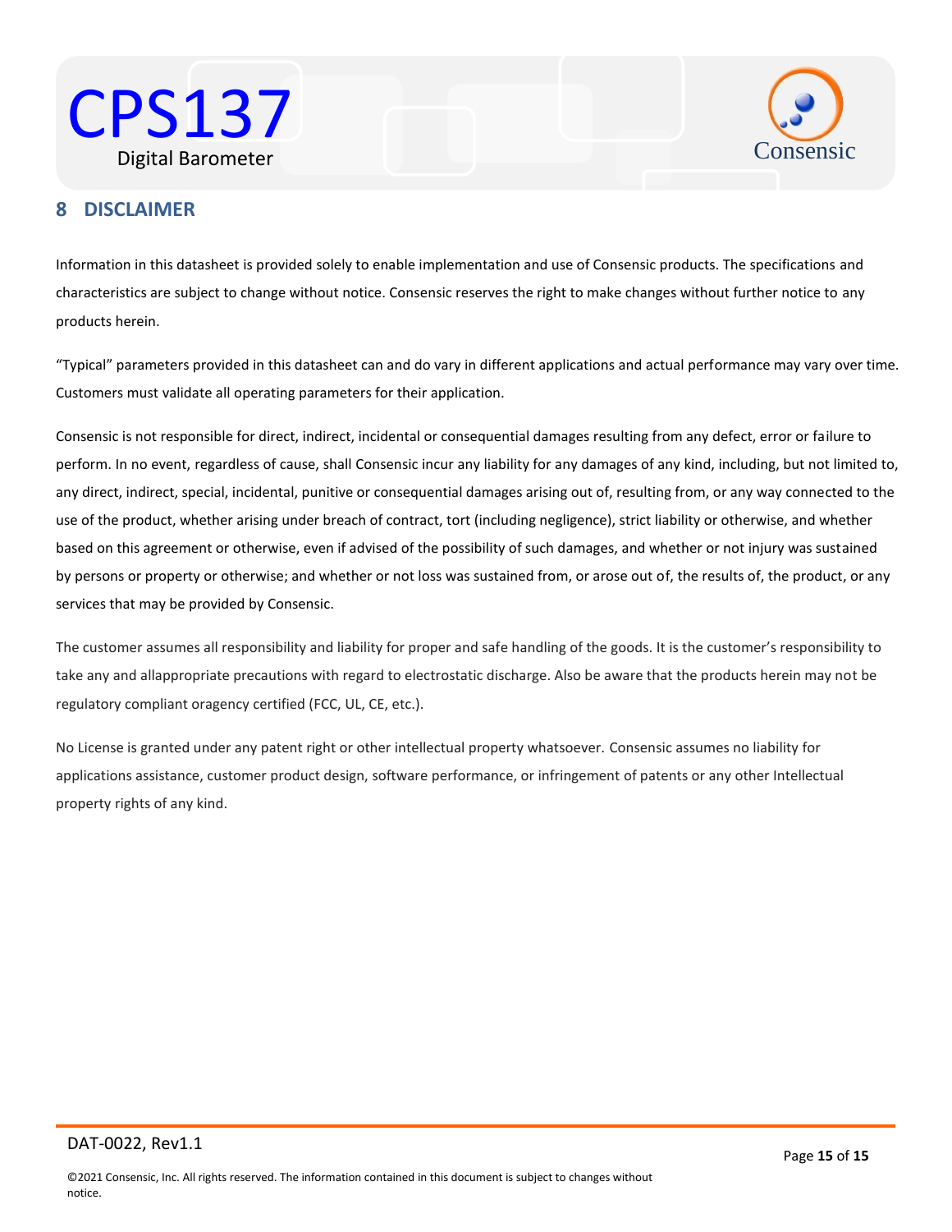## 8 DISCLAIMER

Information in this datasheet is provided solely to enable implementation and use of Consensic products. The specifications and characteristics are subject to change without notice. Consensic reserves the right to make changes without further notice to any products herein.

“Typical” parameters provided in this datasheet can and do vary in different applications and actual performance may vary over time. Customers must validate all operating parameters for their application.

Consensic is not responsible for direct, indirect, incidental or consequential damages resulting from any defect, error or failure to perform. In no event, regardless of cause, shall Consensic incur any liability for any damages of any kind, including, but not limited to, any direct, indirect, special, incidental, punitive or consequential damages arising out of, resulting from, or any way connected to the use of the product, whether arising under breach of contract, tort (including negligence), strict liability or otherwise, and whether based on this agreement or otherwise, even if advised of the possibility of such damages, and whether or not injury was sustained by persons or property or otherwise; and whether or not loss was sustained from, or arose out of, the results of, the product, or any services that may be provided by Consensic.

The customer assumes all responsibility and liability for proper and safe handling of the goods. It is the customer’s responsibility to take any and allappropriate precautions with regard to electrostatic discharge. Also be aware that the products herein may not be regulatory compliant oragency certified (FCC, UL, CE, etc.).

No License is granted under any patent right or other intellectual property whatsoever. Consensic assumes no liability for applications assistance, customer product design, software performance, or infringement of patents or any other Intellectual property rights of any kind.